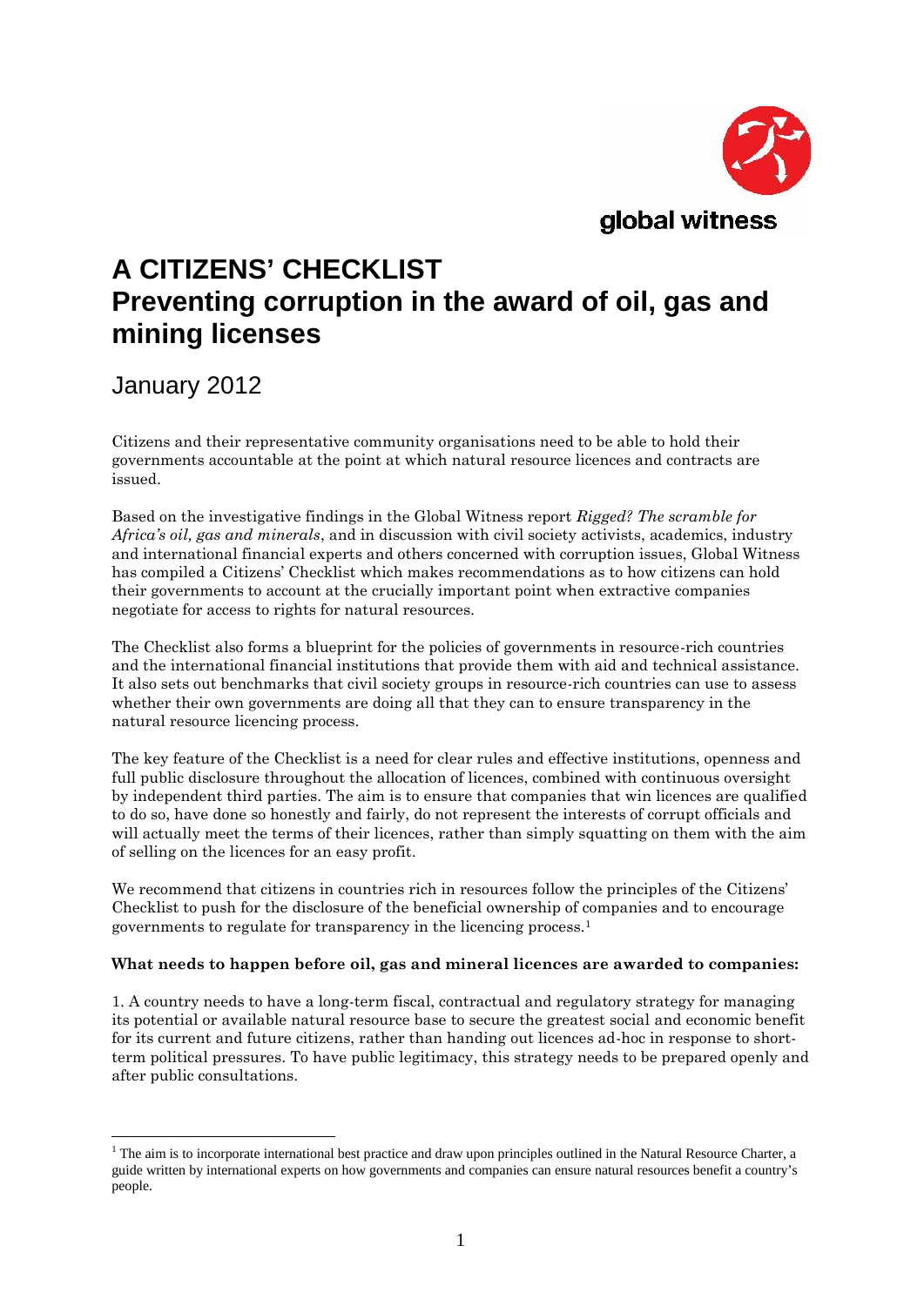global witness

# A CITIZENS' CHECKLIST
# Preventing corruption in the award of oil, gas and mining licenses

## January 2012

Citizens and their representative community organisations need to be able to hold their governments accountable at the point at which natural resource licences and contracts are issued.

Based on the investigative findings in the Global Witness report *Rigged? The scramble for Africa's oil, gas and minerals*, and in discussion with civil society activists, academics, industry and international financial experts and others concerned with corruption issues, Global Witness has compiled a Citizens' Checklist which makes recommendations as to how citizens can hold their governments to account at the crucially important point when extractive companies negotiate for access to rights for natural resources.

The Checklist also forms a blueprint for the policies of governments in resource-rich countries and the international financial institutions that provide them with aid and technical assistance. It also sets out benchmarks that civil society groups in resource-rich countries can use to assess whether their own governments are doing all that they can to ensure transparency in the natural resource licencing process.

The key feature of the Checklist is a need for clear rules and effective institutions, openness and full public disclosure throughout the allocation of licences, combined with continuous oversight by independent third parties. The aim is to ensure that companies that win licences are qualified to do so, have done so honestly and fairly, do not represent the interests of corrupt officials and will actually meet the terms of their licences, rather than simply squatting on them with the aim of selling on the licences for an easy profit.

We recommend that citizens in countries rich in resources follow the principles of the Citizens' Checklist to push for the disclosure of the beneficial ownership of companies and to encourage governments to regulate for transparency in the licencing process.[1]

**What needs to happen before oil, gas and mineral licences are awarded to companies:**

1. A country needs to have a long-term fiscal, contractual and regulatory strategy for managing its potential or available natural resource base to secure the greatest social and economic benefit for its current and future citizens, rather than handing out licences ad-hoc in response to short-term political pressures. To have public legitimacy, this strategy needs to be prepared openly and after public consultations.

[1] The aim is to incorporate international best practice and draw upon principles outlined in the Natural Resource Charter, a guide written by international experts on how governments and companies can ensure natural resources benefit a country's people.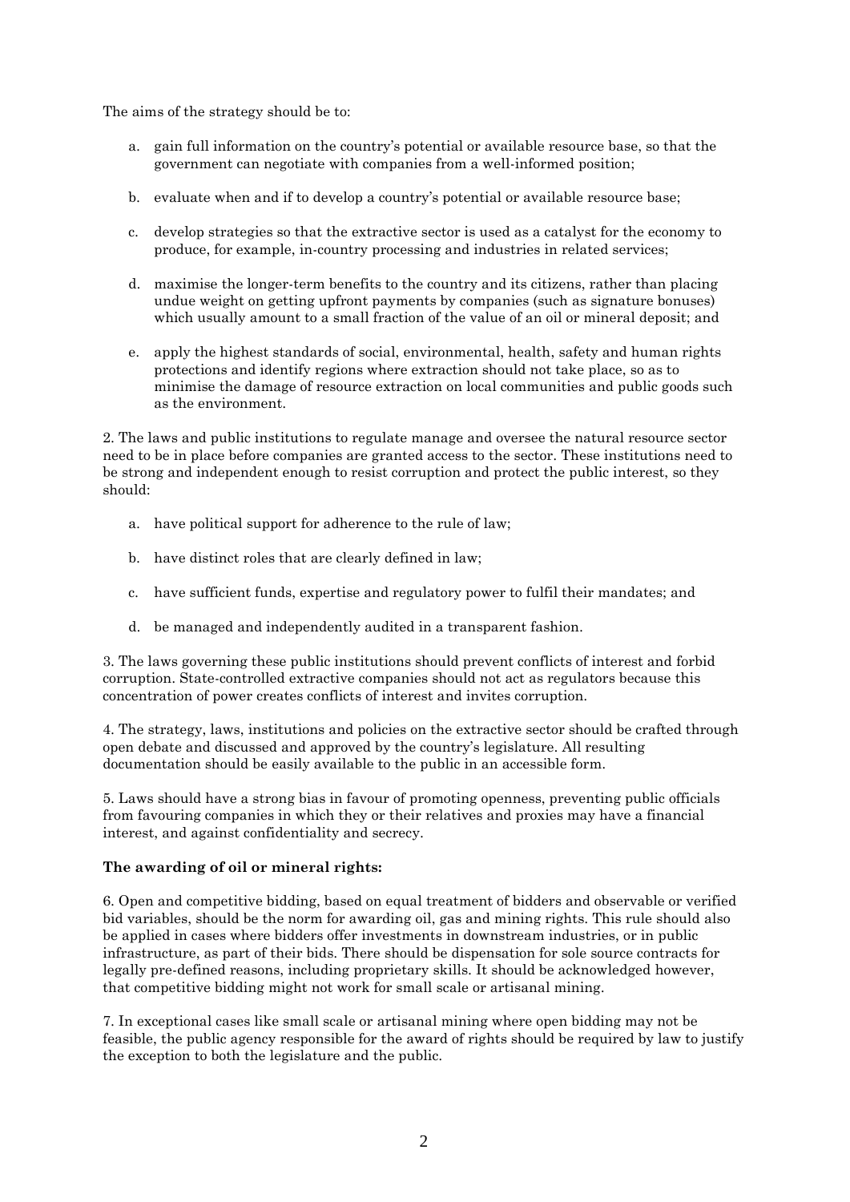The aims of the strategy should be to:

a. gain full information on the country's potential or available resource base, so that the government can negotiate with companies from a well-informed position;

b. evaluate when and if to develop a country's potential or available resource base;

c. develop strategies so that the extractive sector is used as a catalyst for the economy to produce, for example, in-country processing and industries in related services;

d. maximise the longer-term benefits to the country and its citizens, rather than placing undue weight on getting upfront payments by companies (such as signature bonuses) which usually amount to a small fraction of the value of an oil or mineral deposit; and

e. apply the highest standards of social, environmental, health, safety and human rights protections and identify regions where extraction should not take place, so as to minimise the damage of resource extraction on local communities and public goods such as the environment.

2. The laws and public institutions to regulate manage and oversee the natural resource sector need to be in place before companies are granted access to the sector. These institutions need to be strong and independent enough to resist corruption and protect the public interest, so they should:

a. have political support for adherence to the rule of law;

b. have distinct roles that are clearly defined in law;

c. have sufficient funds, expertise and regulatory power to fulfil their mandates; and

d. be managed and independently audited in a transparent fashion.

3. The laws governing these public institutions should prevent conflicts of interest and forbid corruption. State-controlled extractive companies should not act as regulators because this concentration of power creates conflicts of interest and invites corruption.

4. The strategy, laws, institutions and policies on the extractive sector should be crafted through open debate and discussed and approved by the country's legislature. All resulting documentation should be easily available to the public in an accessible form.

5. Laws should have a strong bias in favour of promoting openness, preventing public officials from favouring companies in which they or their relatives and proxies may have a financial interest, and against confidentiality and secrecy.

**The awarding of oil or mineral rights:**

6. Open and competitive bidding, based on equal treatment of bidders and observable or verified bid variables, should be the norm for awarding oil, gas and mining rights. This rule should also be applied in cases where bidders offer investments in downstream industries, or in public infrastructure, as part of their bids. There should be dispensation for sole source contracts for legally pre-defined reasons, including proprietary skills. It should be acknowledged however, that competitive bidding might not work for small scale or artisanal mining.

7. In exceptional cases like small scale or artisanal mining where open bidding may not be feasible, the public agency responsible for the award of rights should be required by law to justify the exception to both the legislature and the public.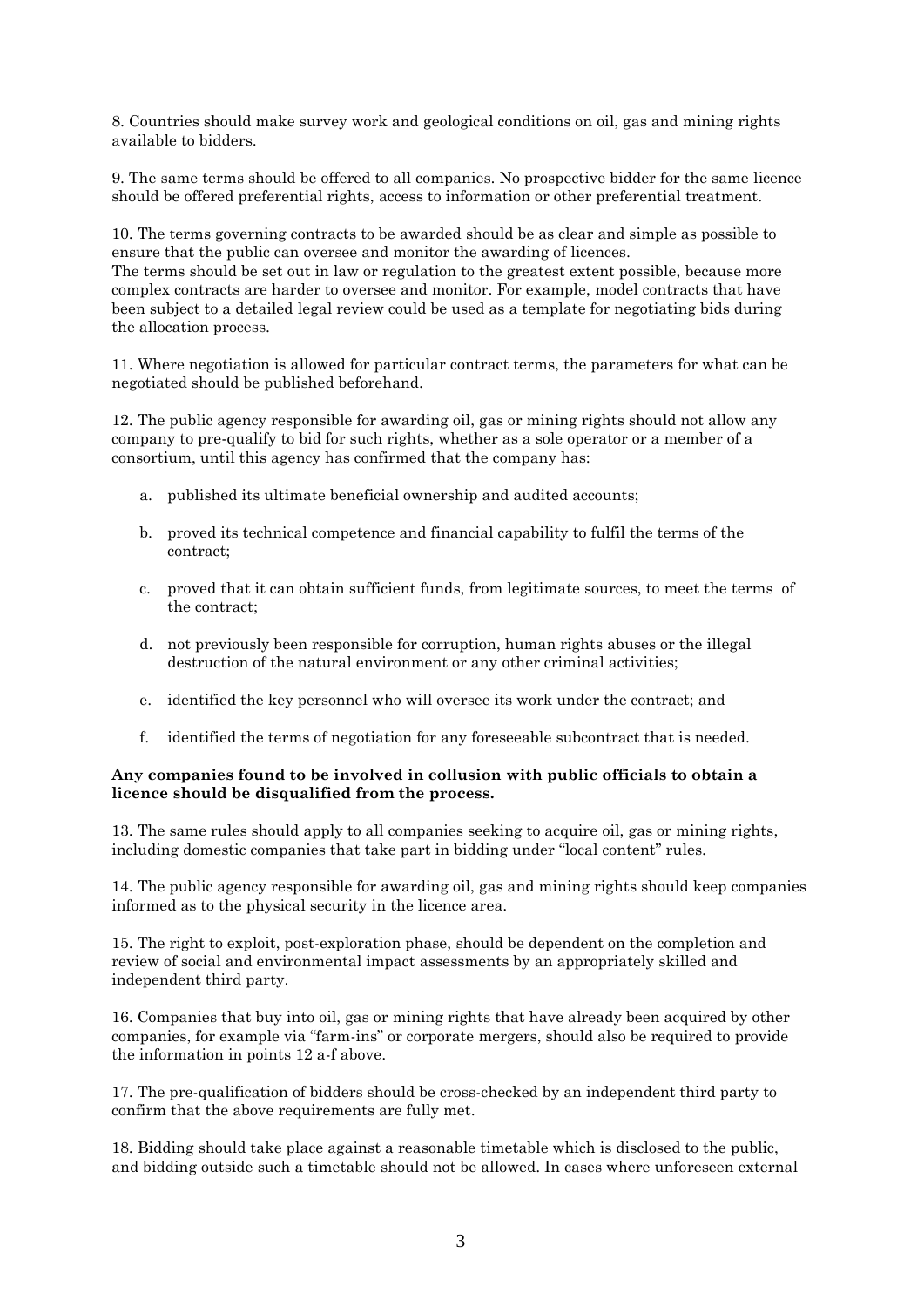8. Countries should make survey work and geological conditions on oil, gas and mining rights available to bidders.

9. The same terms should be offered to all companies. No prospective bidder for the same licence should be offered preferential rights, access to information or other preferential treatment.

10. The terms governing contracts to be awarded should be as clear and simple as possible to ensure that the public can oversee and monitor the awarding of licences.
The terms should be set out in law or regulation to the greatest extent possible, because more complex contracts are harder to oversee and monitor. For example, model contracts that have been subject to a detailed legal review could be used as a template for negotiating bids during the allocation process.

11. Where negotiation is allowed for particular contract terms, the parameters for what can be negotiated should be published beforehand.

12. The public agency responsible for awarding oil, gas or mining rights should not allow any company to pre-qualify to bid for such rights, whether as a sole operator or a member of a consortium, until this agency has confirmed that the company has:

a. published its ultimate beneficial ownership and audited accounts;

b. proved its technical competence and financial capability to fulfil the terms of the contract;

c. proved that it can obtain sufficient funds, from legitimate sources, to meet the terms of the contract;

d. not previously been responsible for corruption, human rights abuses or the illegal destruction of the natural environment or any other criminal activities;

e. identified the key personnel who will oversee its work under the contract; and

f. identified the terms of negotiation for any foreseeable subcontract that is needed.

**Any companies found to be involved in collusion with public officials to obtain a licence should be disqualified from the process.**

13. The same rules should apply to all companies seeking to acquire oil, gas or mining rights, including domestic companies that take part in bidding under "local content" rules.

14. The public agency responsible for awarding oil, gas and mining rights should keep companies informed as to the physical security in the licence area.

15. The right to exploit, post-exploration phase, should be dependent on the completion and review of social and environmental impact assessments by an appropriately skilled and independent third party.

16. Companies that buy into oil, gas or mining rights that have already been acquired by other companies, for example via "farm-ins" or corporate mergers, should also be required to provide the information in points 12 a-f above.

17. The pre-qualification of bidders should be cross-checked by an independent third party to confirm that the above requirements are fully met.

18. Bidding should take place against a reasonable timetable which is disclosed to the public, and bidding outside such a timetable should not be allowed. In cases where unforeseen external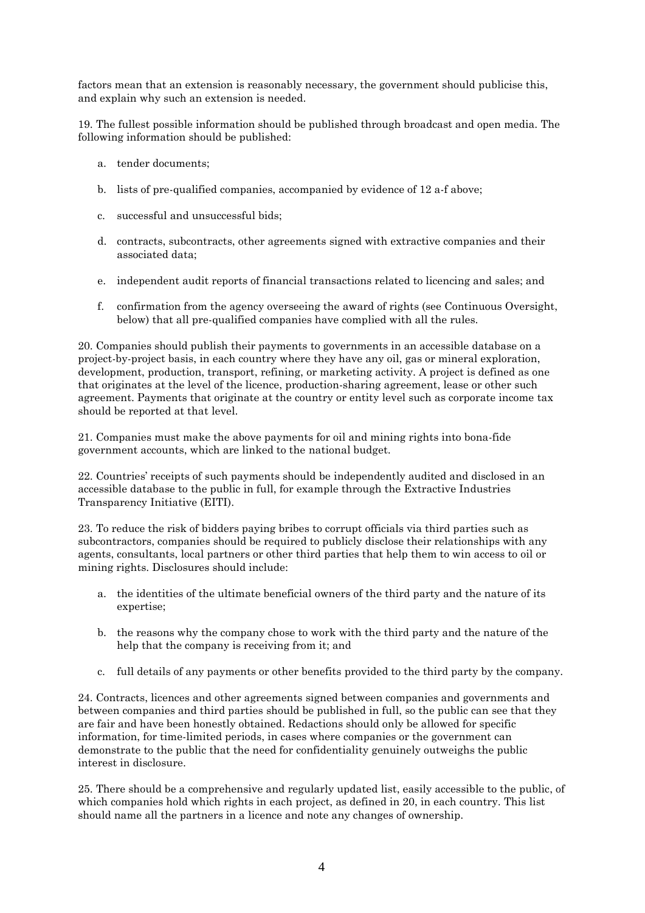factors mean that an extension is reasonably necessary, the government should publicise this, and explain why such an extension is needed.

19. The fullest possible information should be published through broadcast and open media. The following information should be published:

  a. tender documents;

  b. lists of pre-qualified companies, accompanied by evidence of 12 a-f above;

  c. successful and unsuccessful bids;

  d. contracts, subcontracts, other agreements signed with extractive companies and their associated data;

  e. independent audit reports of financial transactions related to licencing and sales; and

  f. confirmation from the agency overseeing the award of rights (see Continuous Oversight, below) that all pre-qualified companies have complied with all the rules.

20. Companies should publish their payments to governments in an accessible database on a project-by-project basis, in each country where they have any oil, gas or mineral exploration, development, production, transport, refining, or marketing activity. A project is defined as one that originates at the level of the licence, production-sharing agreement, lease or other such agreement. Payments that originate at the country or entity level such as corporate income tax should be reported at that level.

21. Companies must make the above payments for oil and mining rights into bona-fide government accounts, which are linked to the national budget.

22. Countries' receipts of such payments should be independently audited and disclosed in an accessible database to the public in full, for example through the Extractive Industries Transparency Initiative (EITI).

23. To reduce the risk of bidders paying bribes to corrupt officials via third parties such as subcontractors, companies should be required to publicly disclose their relationships with any agents, consultants, local partners or other third parties that help them to win access to oil or mining rights. Disclosures should include:

  a. the identities of the ultimate beneficial owners of the third party and the nature of its expertise;

  b. the reasons why the company chose to work with the third party and the nature of the help that the company is receiving from it; and

  c. full details of any payments or other benefits provided to the third party by the company.

24. Contracts, licences and other agreements signed between companies and governments and between companies and third parties should be published in full, so the public can see that they are fair and have been honestly obtained. Redactions should only be allowed for specific information, for time-limited periods, in cases where companies or the government can demonstrate to the public that the need for confidentiality genuinely outweighs the public interest in disclosure.

25. There should be a comprehensive and regularly updated list, easily accessible to the public, of which companies hold which rights in each project, as defined in 20, in each country. This list should name all the partners in a licence and note any changes of ownership.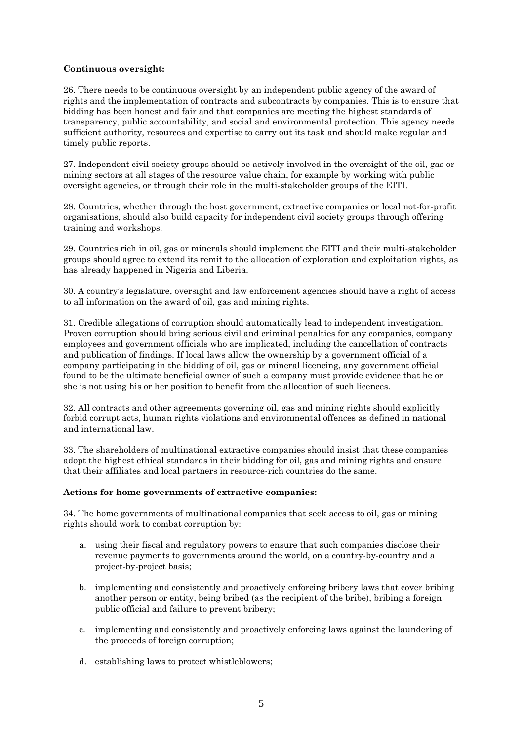**Continuous oversight:**

26. There needs to be continuous oversight by an independent public agency of the award of rights and the implementation of contracts and subcontracts by companies. This is to ensure that bidding has been honest and fair and that companies are meeting the highest standards of transparency, public accountability, and social and environmental protection. This agency needs sufficient authority, resources and expertise to carry out its task and should make regular and timely public reports.

27. Independent civil society groups should be actively involved in the oversight of the oil, gas or mining sectors at all stages of the resource value chain, for example by working with public oversight agencies, or through their role in the multi-stakeholder groups of the EITI.

28. Countries, whether through the host government, extractive companies or local not-for-profit organisations, should also build capacity for independent civil society groups through offering training and workshops.

29. Countries rich in oil, gas or minerals should implement the EITI and their multi-stakeholder groups should agree to extend its remit to the allocation of exploration and exploitation rights, as has already happened in Nigeria and Liberia.

30. A country's legislature, oversight and law enforcement agencies should have a right of access to all information on the award of oil, gas and mining rights.

31. Credible allegations of corruption should automatically lead to independent investigation. Proven corruption should bring serious civil and criminal penalties for any companies, company employees and government officials who are implicated, including the cancellation of contracts and publication of findings. If local laws allow the ownership by a government official of a company participating in the bidding of oil, gas or mineral licencing, any government official found to be the ultimate beneficial owner of such a company must provide evidence that he or she is not using his or her position to benefit from the allocation of such licences.

32. All contracts and other agreements governing oil, gas and mining rights should explicitly forbid corrupt acts, human rights violations and environmental offences as defined in national and international law.

33. The shareholders of multinational extractive companies should insist that these companies adopt the highest ethical standards in their bidding for oil, gas and mining rights and ensure that their affiliates and local partners in resource-rich countries do the same.

**Actions for home governments of extractive companies:**

34. The home governments of multinational companies that seek access to oil, gas or mining rights should work to combat corruption by:

a. using their fiscal and regulatory powers to ensure that such companies disclose their revenue payments to governments around the world, on a country-by-country and a project-by-project basis;

b. implementing and consistently and proactively enforcing bribery laws that cover bribing another person or entity, being bribed (as the recipient of the bribe), bribing a foreign public official and failure to prevent bribery;

c. implementing and consistently and proactively enforcing laws against the laundering of the proceeds of foreign corruption;

d. establishing laws to protect whistleblowers;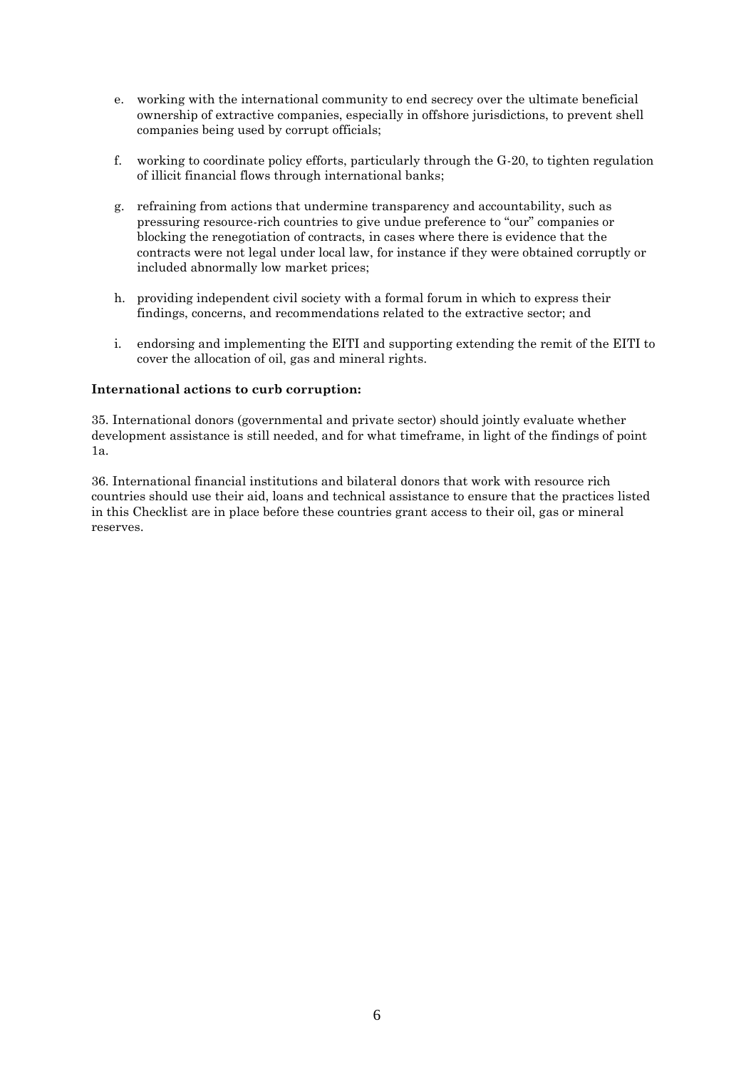e. working with the international community to end secrecy over the ultimate beneficial ownership of extractive companies, especially in offshore jurisdictions, to prevent shell companies being used by corrupt officials;

f. working to coordinate policy efforts, particularly through the G-20, to tighten regulation of illicit financial flows through international banks;

g. refraining from actions that undermine transparency and accountability, such as pressuring resource-rich countries to give undue preference to "our" companies or blocking the renegotiation of contracts, in cases where there is evidence that the contracts were not legal under local law, for instance if they were obtained corruptly or included abnormally low market prices;

h. providing independent civil society with a formal forum in which to express their findings, concerns, and recommendations related to the extractive sector; and

i. endorsing and implementing the EITI and supporting extending the remit of the EITI to cover the allocation of oil, gas and mineral rights.

**International actions to curb corruption:**

35. International donors (governmental and private sector) should jointly evaluate whether development assistance is still needed, and for what timeframe, in light of the findings of point 1a.

36. International financial institutions and bilateral donors that work with resource rich countries should use their aid, loans and technical assistance to ensure that the practices listed in this Checklist are in place before these countries grant access to their oil, gas or mineral reserves.